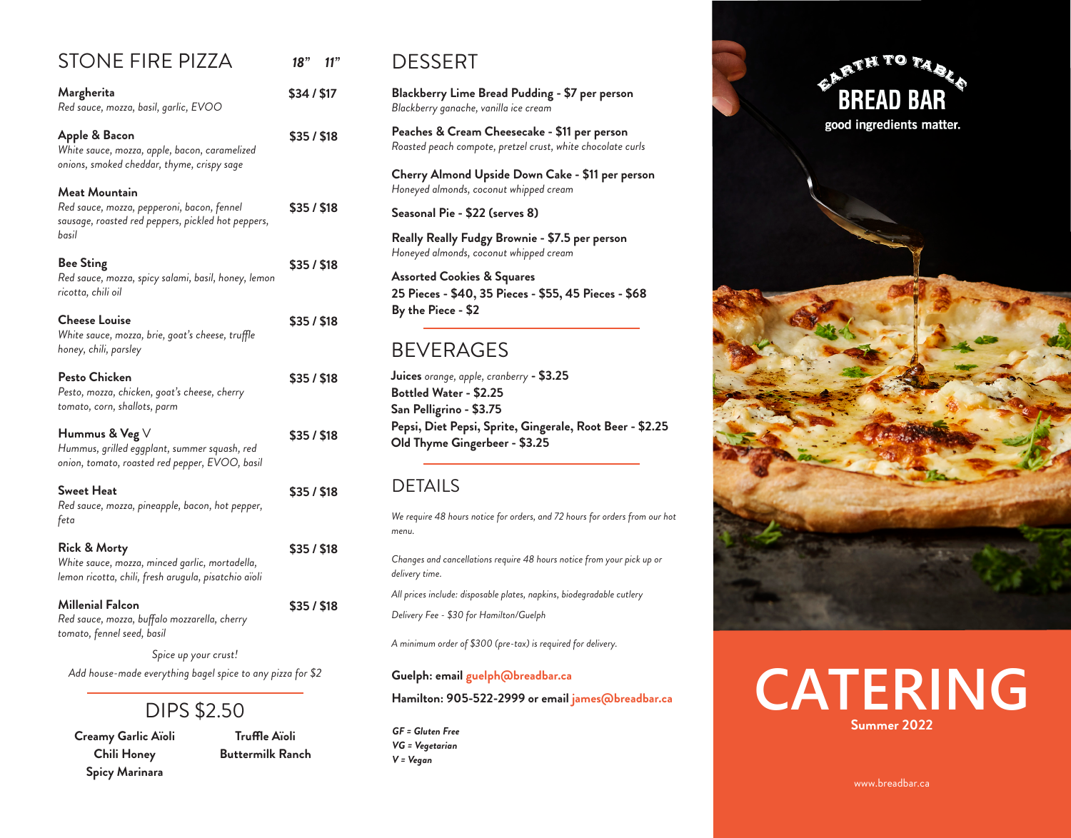## STONE FIRE PIZZA

| | 18" | 11" |
|---|---|---|
| **Margherita** *Red sauce, mozza, basil, garlic, EVOO* | $34 | $17 |
| **Apple & Bacon** *White sauce, mozza, apple, bacon, caramelized onions, smoked cheddar, thyme, crispy sage* | $35 | $18 |
| **Meat Mountain** *Red sauce, mozza, pepperoni, bacon, fennel sausage, roasted red peppers, pickled hot peppers, basil* | $35 | $18 |
| **Bee Sting** *Red sauce, mozza, spicy salami, basil, honey, lemon ricotta, chili oil* | $35 | $18 |
| **Cheese Louise** *White sauce, mozza, brie, goat's cheese, truffle honey, chili, parsley* | $35 | $18 |
| **Pesto Chicken** *Pesto, mozza, chicken, goat's cheese, cherry tomato, corn, shallots, parm* | $35 | $18 |
| **Hummus & Veg** V *Hummus, grilled eggplant, summer squash, red onion, tomato, roasted red pepper, EVOO, basil* | $35 | $18 |
| **Sweet Heat** *Red sauce, mozza, pineapple, bacon, hot pepper, feta* | $35 | $18 |
| **Rick & Morty** *White sauce, mozza, minced garlic, mortadella, lemon ricotta, chili, fresh arugula, pisatchio aïoli* | $35 | $18 |
| **Millenial Falcon** *Red sauce, mozza, buffalo mozzarella, cherry tomato, fennel seed, basil* | $35 | $18 |

*Spice up your crust!*
*Add house-made everything bagel spice to any pizza for $2*

## DIPS $2.50

**Creamy Garlic Aïoli**
**Chili Honey**
**Spicy Marinara**
**Truffle Aïoli**
**Buttermilk Ranch**

## DESSERT

**Blackberry Lime Bread Pudding - $7 per person**
*Blackberry ganache, vanilla ice cream*

**Peaches & Cream Cheesecake - $11 per person**
*Roasted peach compote, pretzel crust, white chocolate curls*

**Cherry Almond Upside Down Cake - $11 per person**
*Honeyed almonds, coconut whipped cream*

**Seasonal Pie - $22 (serves 8)**

**Really Really Fudgy Brownie - $7.5 per person**
*Honeyed almonds, coconut whipped cream*

**Assorted Cookies & Squares**
**25 Pieces - $40, 35 Pieces - $55, 45 Pieces - $68**
**By the Piece - $2**

## BEVERAGES

**Juices** *orange, apple, cranberry* **- $3.25**
**Bottled Water - $2.25**
**San Pelligrino - $3.75**
**Pepsi, Diet Pepsi, Sprite, Gingerale, Root Beer - $2.25**
**Old Thyme Gingerbeer - $3.25**

## DETAILS

*We require 48 hours notice for orders, and 72 hours for orders from our hot menu.*

*Changes and cancellations require 48 hours notice from your pick up or delivery time.*

*All prices include: disposable plates, napkins, biodegradable cutlery*

*Delivery Fee - $30 for Hamilton/Guelph*

*A minimum order of $300 (pre-tax) is required for delivery.*

**Guelph: email guelph@breadbar.ca**

**Hamilton: 905-522-2999 or email james@breadbar.ca**

***GF = Gluten Free***
***VG = Vegetarian***
***V = Vegan***

EARTH TO TABLE
**BREAD BAR**
**good ingredients matter.**

# CATERING

**Summer 2022**

www.breadbar.ca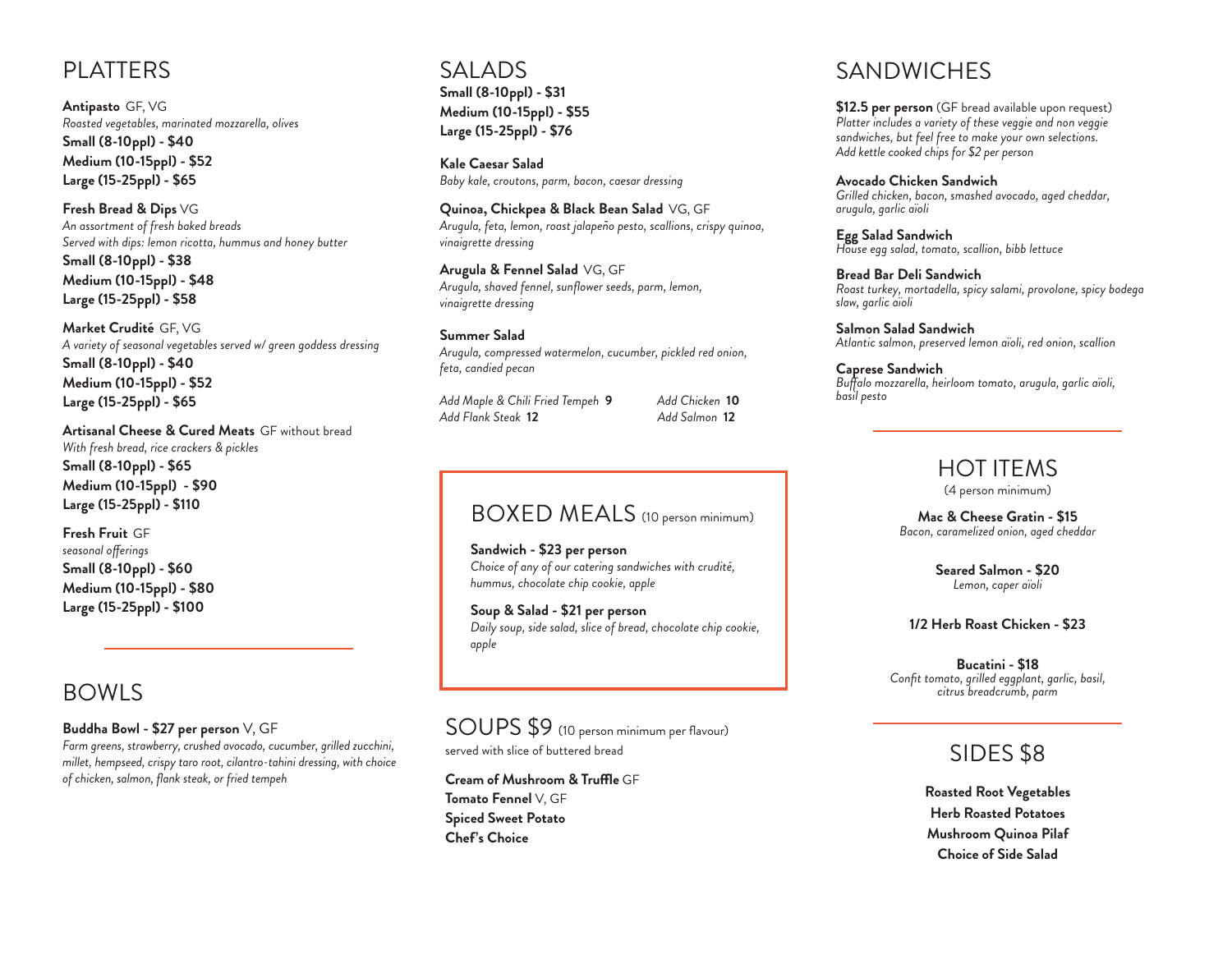## PLATTERS

**Antipasto** GF, VG
*Roasted vegetables, marinated mozzarella, olives*
**Small (8-10ppl) - $40**
**Medium (10-15ppl) - $52**
**Large (15-25ppl) - $65**

**Fresh Bread & Dips** VG
*An assortment of fresh baked breads*
*Served with dips: lemon ricotta, hummus and honey butter*
**Small (8-10ppl) - $38**
**Medium (10-15ppl) - $48**
**Large (15-25ppl) - $58**

**Market Crudité** GF, VG
*A variety of seasonal vegetables served w/ green goddess dressing*
**Small (8-10ppl) - $40**
**Medium (10-15ppl) - $52**
**Large (15-25ppl) - $65**

**Artisanal Cheese & Cured Meats** GF without bread
*With fresh bread, rice crackers & pickles*
**Small (8-10ppl) - $65**
**Medium (10-15ppl) - $90**
**Large (15-25ppl) - $110**

**Fresh Fruit** GF
*seasonal offerings*
**Small (8-10ppl) - $60**
**Medium (10-15ppl) - $80**
**Large (15-25ppl) - $100**

## BOWLS

**Buddha Bowl - $27 per person** V, GF
*Farm greens, strawberry, crushed avocado, cucumber, grilled zucchini, millet, hempseed, crispy taro root, cilantro-tahini dressing, with choice of chicken, salmon, flank steak, or fried tempeh*

## SALADS

**Small (8-10ppl) - $31**
**Medium (10-15ppl) - $55**
**Large (15-25ppl) - $76**

**Kale Caesar Salad**
*Baby kale, croutons, parm, bacon, caesar dressing*

**Quinoa, Chickpea & Black Bean Salad** VG, GF
*Arugula, feta, lemon, roast jalapeño pesto, scallions, crispy quinoa, vinaigrette dressing*

**Arugula & Fennel Salad** VG, GF
*Arugula, shaved fennel, sunflower seeds, parm, lemon, vinaigrette dressing*

**Summer Salad**
*Arugula, compressed watermelon, cucumber, pickled red onion, feta, candied pecan*

*Add Maple & Chili Fried Tempeh* **9**
*Add Chicken* **10**
*Add Flank Steak* **12**
*Add Salmon* **12**

## BOXED MEALS (10 person minimum)

**Sandwich - $23 per person**
*Choice of any of our catering sandwiches with crudité, hummus, chocolate chip cookie, apple*

**Soup & Salad - $21 per person**
*Daily soup, side salad, slice of bread, chocolate chip cookie, apple*

## SOUPS $9 (10 person minimum per flavour)

served with slice of buttered bread

**Cream of Mushroom & Truffle** GF
**Tomato Fennel** V, GF
**Spiced Sweet Potato**
**Chef's Choice**

## SANDWICHES

**$12.5 per person** (GF bread available upon request)
*Platter includes a variety of these veggie and non veggie sandwiches, but feel free to make your own selections.*
*Add kettle cooked chips for $2 per person*

**Avocado Chicken Sandwich**
*Grilled chicken, bacon, smashed avocado, aged cheddar, arugula, garlic aïoli*

**Egg Salad Sandwich**
*House egg salad, tomato, scallion, bibb lettuce*

**Bread Bar Deli Sandwich**
*Roast turkey, mortadella, spicy salami, provolone, spicy bodega slaw, garlic aïoli*

**Salmon Salad Sandwich**
*Atlantic salmon, preserved lemon aïoli, red onion, scallion*

**Caprese Sandwich**
*Buffalo mozzarella, heirloom tomato, arugula, garlic aïoli, basil pesto*

## HOT ITEMS

(4 person minimum)

**Mac & Cheese Gratin - $15**
*Bacon, caramelized onion, aged cheddar*

**Seared Salmon - $20**
*Lemon, caper aïoli*

**1/2 Herb Roast Chicken - $23**

**Bucatini - $18**
*Confit tomato, grilled eggplant, garlic, basil, citrus breadcrumb, parm*

## SIDES $8

**Roasted Root Vegetables**
**Herb Roasted Potatoes**
**Mushroom Quinoa Pilaf**
**Choice of Side Salad**